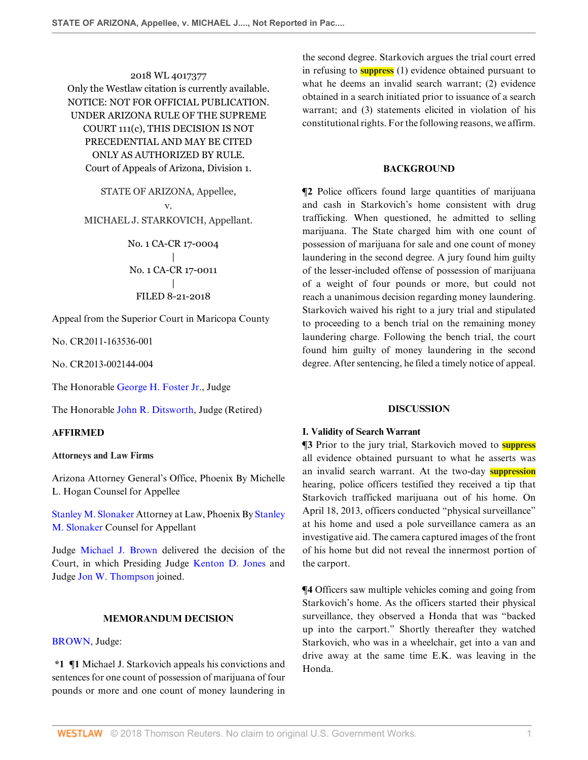2018 WL 4017377
Only the Westlaw citation is currently available.
NOTICE: NOT FOR OFFICIAL PUBLICATION.
UNDER ARIZONA RULE OF THE SUPREME
COURT 111(c), THIS DECISION IS NOT
PRECEDENTIAL AND MAY BE CITED
ONLY AS AUTHORIZED BY RULE.
Court of Appeals of Arizona, Division 1.

STATE OF ARIZONA, Appellee,
v.
MICHAEL J. STARKOVICH, Appellant.

No. 1 CA-CR 17-0004
|
No. 1 CA-CR 17-0011
|
FILED 8-21-2018

Appeal from the Superior Court in Maricopa County

No. CR2011-163536-001

No. CR2013-002144-004

The Honorable George H. Foster Jr., Judge

The Honorable John R. Ditsworth, Judge (Retired)

**AFFIRMED**

**Attorneys and Law Firms**

Arizona Attorney General's Office, Phoenix By Michelle L. Hogan Counsel for Appellee

Stanley M. Slonaker Attorney at Law, Phoenix By Stanley M. Slonaker Counsel for Appellant

Judge Michael J. Brown delivered the decision of the Court, in which Presiding Judge Kenton D. Jones and Judge Jon W. Thompson joined.

## MEMORANDUM DECISION

BROWN, Judge:

**\*1 ¶1** Michael J. Starkovich appeals his convictions and sentences for one count of possession of marijuana of four pounds or more and one count of money laundering in the second degree. Starkovich argues the trial court erred in refusing to **suppress** (1) evidence obtained pursuant to what he deems an invalid search warrant; (2) evidence obtained in a search initiated prior to issuance of a search warrant; and (3) statements elicited in violation of his constitutional rights. For the following reasons, we affirm.

## BACKGROUND

**¶2** Police officers found large quantities of marijuana and cash in Starkovich's home consistent with drug trafficking. When questioned, he admitted to selling marijuana. The State charged him with one count of possession of marijuana for sale and one count of money laundering in the second degree. A jury found him guilty of the lesser-included offense of possession of marijuana of a weight of four pounds or more, but could not reach a unanimous decision regarding money laundering. Starkovich waived his right to a jury trial and stipulated to proceeding to a bench trial on the remaining money laundering charge. Following the bench trial, the court found him guilty of money laundering in the second degree. After sentencing, he filed a timely notice of appeal.

## DISCUSSION

### I. Validity of Search Warrant

**¶3** Prior to the jury trial, Starkovich moved to **suppress** all evidence obtained pursuant to what he asserts was an invalid search warrant. At the two-day **suppression** hearing, police officers testified they received a tip that Starkovich trafficked marijuana out of his home. On April 18, 2013, officers conducted "physical surveillance" at his home and used a pole surveillance camera as an investigative aid. The camera captured images of the front of his home but did not reveal the innermost portion of the carport.

**¶4** Officers saw multiple vehicles coming and going from Starkovich's home. As the officers started their physical surveillance, they observed a Honda that was "backed up into the carport." Shortly thereafter they watched Starkovich, who was in a wheelchair, get into a van and drive away at the same time E.K. was leaving in the Honda.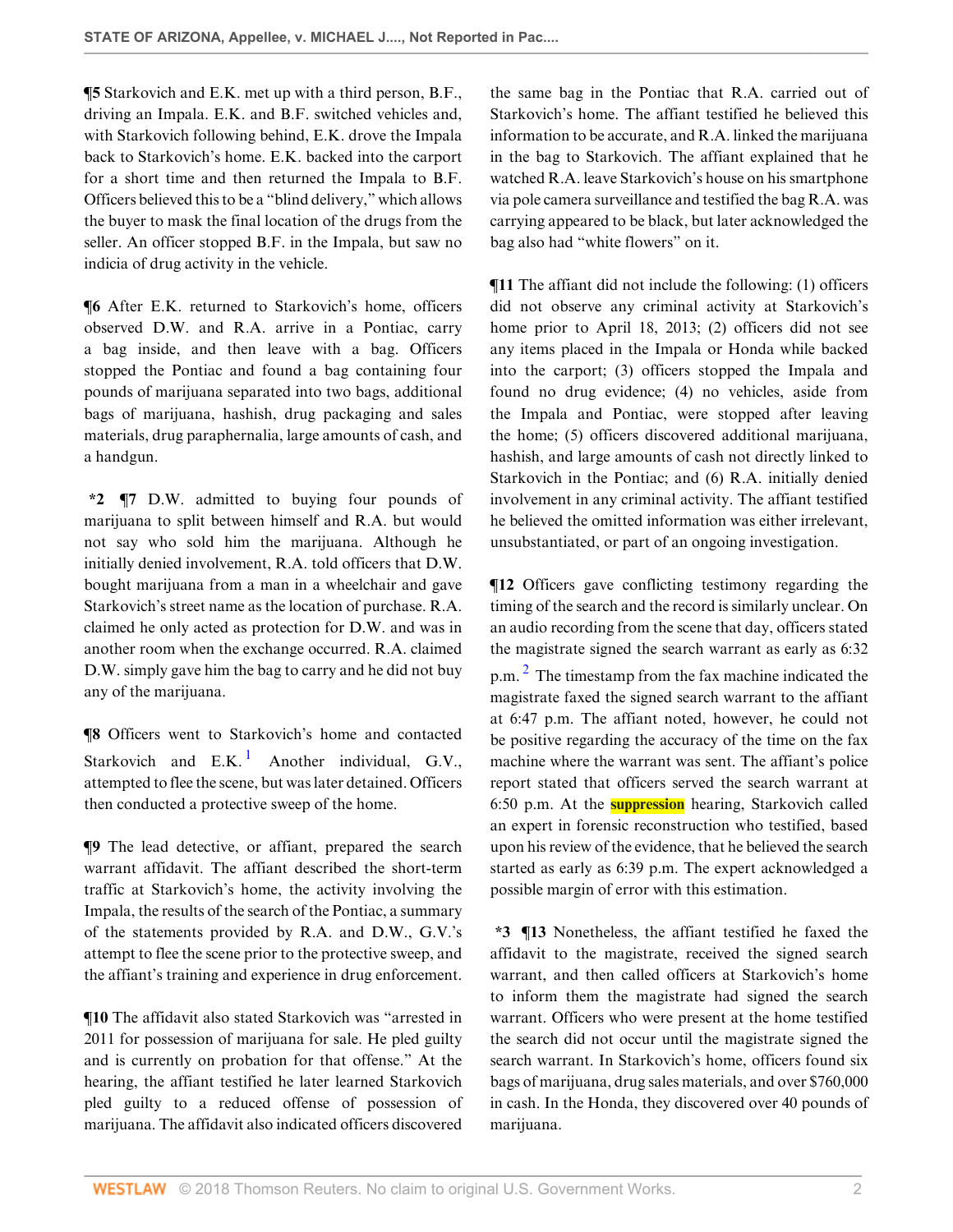**¶5** Starkovich and E.K. met up with a third person, B.F., driving an Impala. E.K. and B.F. switched vehicles and, with Starkovich following behind, E.K. drove the Impala back to Starkovich's home. E.K. backed into the carport for a short time and then returned the Impala to B.F. Officers believed this to be a "blind delivery," which allows the buyer to mask the final location of the drugs from the seller. An officer stopped B.F. in the Impala, but saw no indicia of drug activity in the vehicle.

**¶6** After E.K. returned to Starkovich's home, officers observed D.W. and R.A. arrive in a Pontiac, carry a bag inside, and then leave with a bag. Officers stopped the Pontiac and found a bag containing four pounds of marijuana separated into two bags, additional bags of marijuana, hashish, drug packaging and sales materials, drug paraphernalia, large amounts of cash, and a handgun.

**\*2 ¶7** D.W. admitted to buying four pounds of marijuana to split between himself and R.A. but would not say who sold him the marijuana. Although he initially denied involvement, R.A. told officers that D.W. bought marijuana from a man in a wheelchair and gave Starkovich's street name as the location of purchase. R.A. claimed he only acted as protection for D.W. and was in another room when the exchange occurred. R.A. claimed D.W. simply gave him the bag to carry and he did not buy any of the marijuana.

**¶8** Officers went to Starkovich's home and contacted Starkovich and E.K.[1] Another individual, G.V., attempted to flee the scene, but was later detained. Officers then conducted a protective sweep of the home.

**¶9** The lead detective, or affiant, prepared the search warrant affidavit. The affiant described the short-term traffic at Starkovich's home, the activity involving the Impala, the results of the search of the Pontiac, a summary of the statements provided by R.A. and D.W., G.V.'s attempt to flee the scene prior to the protective sweep, and the affiant's training and experience in drug enforcement.

**¶10** The affidavit also stated Starkovich was "arrested in 2011 for possession of marijuana for sale. He pled guilty and is currently on probation for that offense." At the hearing, the affiant testified he later learned Starkovich pled guilty to a reduced offense of possession of marijuana. The affidavit also indicated officers discovered the same bag in the Pontiac that R.A. carried out of Starkovich's home. The affiant testified he believed this information to be accurate, and R.A. linked the marijuana in the bag to Starkovich. The affiant explained that he watched R.A. leave Starkovich's house on his smartphone via pole camera surveillance and testified the bag R.A. was carrying appeared to be black, but later acknowledged the bag also had "white flowers" on it.

**¶11** The affiant did not include the following: (1) officers did not observe any criminal activity at Starkovich's home prior to April 18, 2013; (2) officers did not see any items placed in the Impala or Honda while backed into the carport; (3) officers stopped the Impala and found no drug evidence; (4) no vehicles, aside from the Impala and Pontiac, were stopped after leaving the home; (5) officers discovered additional marijuana, hashish, and large amounts of cash not directly linked to Starkovich in the Pontiac; and (6) R.A. initially denied involvement in any criminal activity. The affiant testified he believed the omitted information was either irrelevant, unsubstantiated, or part of an ongoing investigation.

**¶12** Officers gave conflicting testimony regarding the timing of the search and the record is similarly unclear. On an audio recording from the scene that day, officers stated the magistrate signed the search warrant as early as 6:32 p.m.[2] The timestamp from the fax machine indicated the magistrate faxed the signed search warrant to the affiant at 6:47 p.m. The affiant noted, however, he could not be positive regarding the accuracy of the time on the fax machine where the warrant was sent. The affiant's police report stated that officers served the search warrant at 6:50 p.m. At the suppression hearing, Starkovich called an expert in forensic reconstruction who testified, based upon his review of the evidence, that he believed the search started as early as 6:39 p.m. The expert acknowledged a possible margin of error with this estimation.

**\*3 ¶13** Nonetheless, the affiant testified he faxed the affidavit to the magistrate, received the signed search warrant, and then called officers at Starkovich's home to inform them the magistrate had signed the search warrant. Officers who were present at the home testified the search did not occur until the magistrate signed the search warrant. In Starkovich's home, officers found six bags of marijuana, drug sales materials, and over $760,000 in cash. In the Honda, they discovered over 40 pounds of marijuana.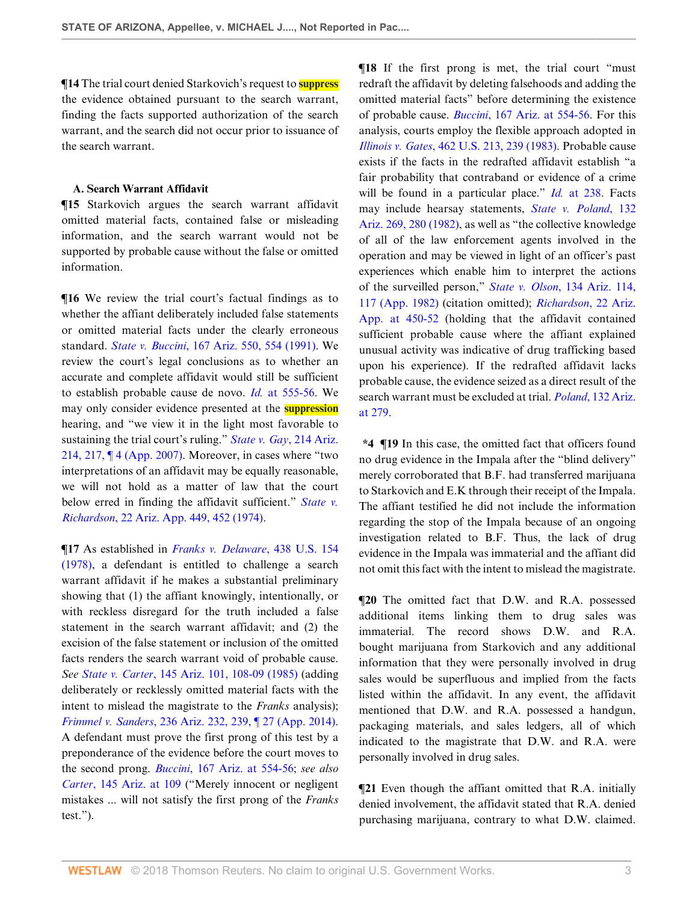¶14 The trial court denied Starkovich's request to suppress the evidence obtained pursuant to the search warrant, finding the facts supported authorization of the search warrant, and the search did not occur prior to issuance of the search warrant.

### A. Search Warrant Affidavit

¶15 Starkovich argues the search warrant affidavit omitted material facts, contained false or misleading information, and the search warrant would not be supported by probable cause without the false or omitted information.

¶16 We review the trial court's factual findings as to whether the affiant deliberately included false statements or omitted material facts under the clearly erroneous standard. *State v. Buccini*, 167 Ariz. 550, 554 (1991). We review the court's legal conclusions as to whether an accurate and complete affidavit would still be sufficient to establish probable cause de novo. *Id.* at 555-56. We may only consider evidence presented at the suppression hearing, and "we view it in the light most favorable to sustaining the trial court's ruling." *State v. Gay*, 214 Ariz. 214, 217, ¶ 4 (App. 2007). Moreover, in cases where "two interpretations of an affidavit may be equally reasonable, we will not hold as a matter of law that the court below erred in finding the affidavit sufficient." *State v. Richardson*, 22 Ariz. App. 449, 452 (1974).

¶17 As established in *Franks v. Delaware*, 438 U.S. 154 (1978), a defendant is entitled to challenge a search warrant affidavit if he makes a substantial preliminary showing that (1) the affiant knowingly, intentionally, or with reckless disregard for the truth included a false statement in the search warrant affidavit; and (2) the excision of the false statement or inclusion of the omitted facts renders the search warrant void of probable cause. *See State v. Carter*, 145 Ariz. 101, 108-09 (1985) (adding deliberately or recklessly omitted material facts with the intent to mislead the magistrate to the *Franks* analysis); *Frimmel v. Sanders*, 236 Ariz. 232, 239, ¶ 27 (App. 2014). A defendant must prove the first prong of this test by a preponderance of the evidence before the court moves to the second prong. *Buccini*, 167 Ariz. at 554-56; *see also Carter*, 145 Ariz. at 109 ("Merely innocent or negligent mistakes ... will not satisfy the first prong of the *Franks* test.").

¶18 If the first prong is met, the trial court "must redraft the affidavit by deleting falsehoods and adding the omitted material facts" before determining the existence of probable cause. *Buccini*, 167 Ariz. at 554-56. For this analysis, courts employ the flexible approach adopted in *Illinois v. Gates*, 462 U.S. 213, 239 (1983). Probable cause exists if the facts in the redrafted affidavit establish "a fair probability that contraband or evidence of a crime will be found in a particular place." *Id.* at 238. Facts may include hearsay statements, *State v. Poland*, 132 Ariz. 269, 280 (1982), as well as "the collective knowledge of all of the law enforcement agents involved in the operation and may be viewed in light of an officer's past experiences which enable him to interpret the actions of the surveilled person," *State v. Olson*, 134 Ariz. 114, 117 (App. 1982) (citation omitted); *Richardson*, 22 Ariz. App. at 450-52 (holding that the affidavit contained sufficient probable cause where the affiant explained unusual activity was indicative of drug trafficking based upon his experience). If the redrafted affidavit lacks probable cause, the evidence seized as a direct result of the search warrant must be excluded at trial. *Poland*, 132 Ariz. at 279.

**\*4** ¶19 In this case, the omitted fact that officers found no drug evidence in the Impala after the "blind delivery" merely corroborated that B.F. had transferred marijuana to Starkovich and E.K through their receipt of the Impala. The affiant testified he did not include the information regarding the stop of the Impala because of an ongoing investigation related to B.F. Thus, the lack of drug evidence in the Impala was immaterial and the affiant did not omit this fact with the intent to mislead the magistrate.

¶20 The omitted fact that D.W. and R.A. possessed additional items linking them to drug sales was immaterial. The record shows D.W. and R.A. bought marijuana from Starkovich and any additional information that they were personally involved in drug sales would be superfluous and implied from the facts listed within the affidavit. In any event, the affidavit mentioned that D.W. and R.A. possessed a handgun, packaging materials, and sales ledgers, all of which indicated to the magistrate that D.W. and R.A. were personally involved in drug sales.

¶21 Even though the affiant omitted that R.A. initially denied involvement, the affidavit stated that R.A. denied purchasing marijuana, contrary to what D.W. claimed.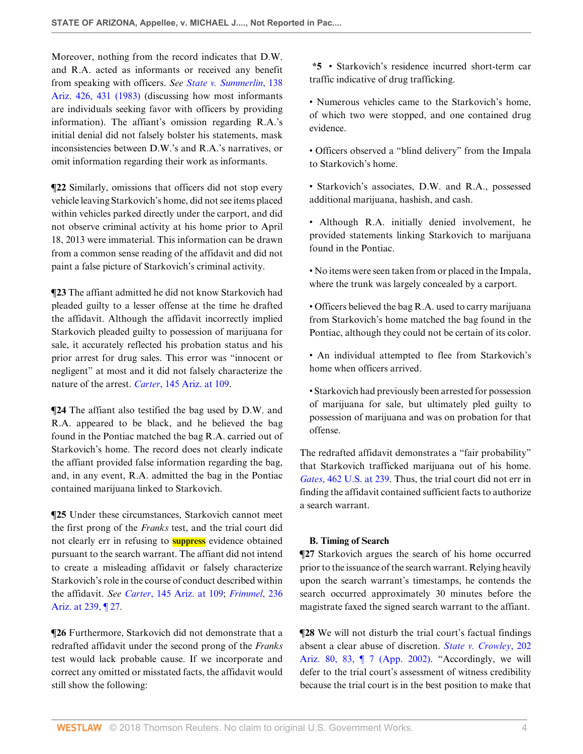Moreover, nothing from the record indicates that D.W. and R.A. acted as informants or received any benefit from speaking with officers. *See State v. Summerlin*, 138 Ariz. 426, 431 (1983) (discussing how most informants are individuals seeking favor with officers by providing information). The affiant's omission regarding R.A.'s initial denial did not falsely bolster his statements, mask inconsistencies between D.W.'s and R.A.'s narratives, or omit information regarding their work as informants.

**¶22** Similarly, omissions that officers did not stop every vehicle leaving Starkovich's home, did not see items placed within vehicles parked directly under the carport, and did not observe criminal activity at his home prior to April 18, 2013 were immaterial. This information can be drawn from a common sense reading of the affidavit and did not paint a false picture of Starkovich's criminal activity.

**¶23** The affiant admitted he did not know Starkovich had pleaded guilty to a lesser offense at the time he drafted the affidavit. Although the affidavit incorrectly implied Starkovich pleaded guilty to possession of marijuana for sale, it accurately reflected his probation status and his prior arrest for drug sales. This error was "innocent or negligent" at most and it did not falsely characterize the nature of the arrest. *Carter*, 145 Ariz. at 109.

**¶24** The affiant also testified the bag used by D.W. and R.A. appeared to be black, and he believed the bag found in the Pontiac matched the bag R.A. carried out of Starkovich's home. The record does not clearly indicate the affiant provided false information regarding the bag, and, in any event, R.A. admitted the bag in the Pontiac contained marijuana linked to Starkovich.

**¶25** Under these circumstances, Starkovich cannot meet the first prong of the *Franks* test, and the trial court did not clearly err in refusing to suppress evidence obtained pursuant to the search warrant. The affiant did not intend to create a misleading affidavit or falsely characterize Starkovich's role in the course of conduct described within the affidavit. *See Carter*, 145 Ariz. at 109; *Frimmel*, 236 Ariz. at 239, ¶ 27.

**¶26** Furthermore, Starkovich did not demonstrate that a redrafted affidavit under the second prong of the *Franks* test would lack probable cause. If we incorporate and correct any omitted or misstated facts, the affidavit would still show the following:

**\*5** • Starkovich's residence incurred short-term car traffic indicative of drug trafficking.

• Numerous vehicles came to the Starkovich's home, of which two were stopped, and one contained drug evidence.

• Officers observed a "blind delivery" from the Impala to Starkovich's home.

• Starkovich's associates, D.W. and R.A., possessed additional marijuana, hashish, and cash.

• Although R.A. initially denied involvement, he provided statements linking Starkovich to marijuana found in the Pontiac.

• No items were seen taken from or placed in the Impala, where the trunk was largely concealed by a carport.

• Officers believed the bag R.A. used to carry marijuana from Starkovich's home matched the bag found in the Pontiac, although they could not be certain of its color.

• An individual attempted to flee from Starkovich's home when officers arrived.

• Starkovich had previously been arrested for possession of marijuana for sale, but ultimately pled guilty to possession of marijuana and was on probation for that offense.

The redrafted affidavit demonstrates a "fair probability" that Starkovich trafficked marijuana out of his home. *Gates*, 462 U.S. at 239. Thus, the trial court did not err in finding the affidavit contained sufficient facts to authorize a search warrant.

**B. Timing of Search**

**¶27** Starkovich argues the search of his home occurred prior to the issuance of the search warrant. Relying heavily upon the search warrant's timestamps, he contends the search occurred approximately 30 minutes before the magistrate faxed the signed search warrant to the affiant.

**¶28** We will not disturb the trial court's factual findings absent a clear abuse of discretion. *State v. Crowley*, 202 Ariz. 80, 83, ¶ 7 (App. 2002). "Accordingly, we will defer to the trial court's assessment of witness credibility because the trial court is in the best position to make that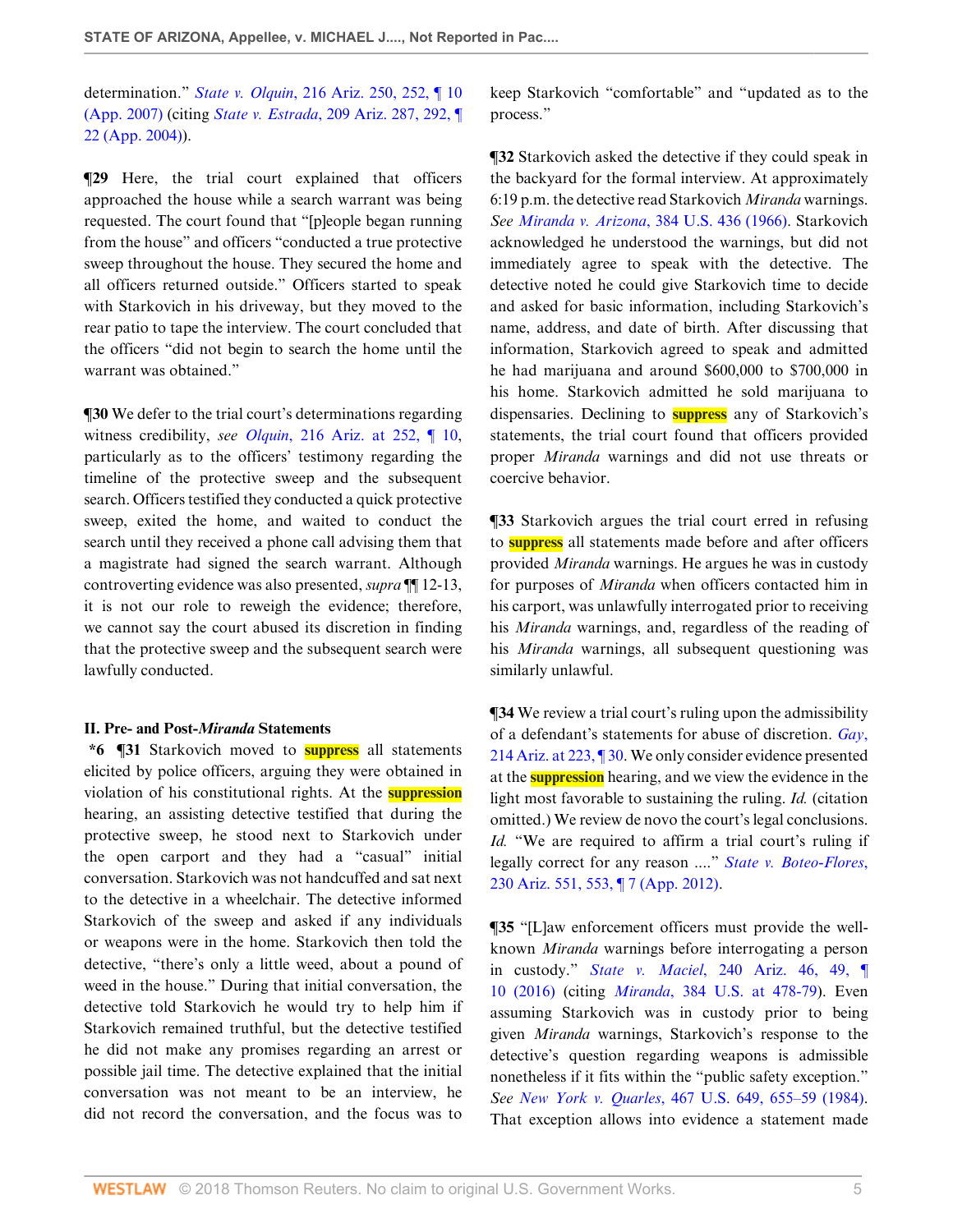determination." *State v. Olquin*, 216 Ariz. 250, 252, ¶ 10 (App. 2007) (citing *State v. Estrada*, 209 Ariz. 287, 292, ¶ 22 (App. 2004)).

**¶29** Here, the trial court explained that officers approached the house while a search warrant was being requested. The court found that "[p]eople began running from the house" and officers "conducted a true protective sweep throughout the house. They secured the home and all officers returned outside." Officers started to speak with Starkovich in his driveway, but they moved to the rear patio to tape the interview. The court concluded that the officers "did not begin to search the home until the warrant was obtained."

**¶30** We defer to the trial court's determinations regarding witness credibility, *see Olquin*, 216 Ariz. at 252, ¶ 10, particularly as to the officers' testimony regarding the timeline of the protective sweep and the subsequent search. Officers testified they conducted a quick protective sweep, exited the home, and waited to conduct the search until they received a phone call advising them that a magistrate had signed the search warrant. Although controverting evidence was also presented, *supra* ¶¶ 12-13, it is not our role to reweigh the evidence; therefore, we cannot say the court abused its discretion in finding that the protective sweep and the subsequent search were lawfully conducted.

## II. Pre- and Post-*Miranda* Statements

**\*6 ¶31** Starkovich moved to suppress all statements elicited by police officers, arguing they were obtained in violation of his constitutional rights. At the suppression hearing, an assisting detective testified that during the protective sweep, he stood next to Starkovich under the open carport and they had a "casual" initial conversation. Starkovich was not handcuffed and sat next to the detective in a wheelchair. The detective informed Starkovich of the sweep and asked if any individuals or weapons were in the home. Starkovich then told the detective, "there's only a little weed, about a pound of weed in the house." During that initial conversation, the detective told Starkovich he would try to help him if Starkovich remained truthful, but the detective testified he did not make any promises regarding an arrest or possible jail time. The detective explained that the initial conversation was not meant to be an interview, he did not record the conversation, and the focus was to keep Starkovich "comfortable" and "updated as to the process."

**¶32** Starkovich asked the detective if they could speak in the backyard for the formal interview. At approximately 6:19 p.m. the detective read Starkovich *Miranda* warnings. *See Miranda v. Arizona*, 384 U.S. 436 (1966). Starkovich acknowledged he understood the warnings, but did not immediately agree to speak with the detective. The detective noted he could give Starkovich time to decide and asked for basic information, including Starkovich's name, address, and date of birth. After discussing that information, Starkovich agreed to speak and admitted he had marijuana and around $600,000 to $700,000 in his home. Starkovich admitted he sold marijuana to dispensaries. Declining to suppress any of Starkovich's statements, the trial court found that officers provided proper *Miranda* warnings and did not use threats or coercive behavior.

**¶33** Starkovich argues the trial court erred in refusing to suppress all statements made before and after officers provided *Miranda* warnings. He argues he was in custody for purposes of *Miranda* when officers contacted him in his carport, was unlawfully interrogated prior to receiving his *Miranda* warnings, and, regardless of the reading of his *Miranda* warnings, all subsequent questioning was similarly unlawful.

**¶34** We review a trial court's ruling upon the admissibility of a defendant's statements for abuse of discretion. *Gay*, 214 Ariz. at 223, ¶ 30. We only consider evidence presented at the suppression hearing, and we view the evidence in the light most favorable to sustaining the ruling. *Id.* (citation omitted.) We review de novo the court's legal conclusions. *Id.* "We are required to affirm a trial court's ruling if legally correct for any reason ...." *State v. Boteo-Flores*, 230 Ariz. 551, 553, ¶ 7 (App. 2012).

**¶35** "[L]aw enforcement officers must provide the well-known *Miranda* warnings before interrogating a person in custody." *State v. Maciel*, 240 Ariz. 46, 49, ¶ 10 (2016) (citing *Miranda*, 384 U.S. at 478-79). Even assuming Starkovich was in custody prior to being given *Miranda* warnings, Starkovich's response to the detective's question regarding weapons is admissible nonetheless if it fits within the "public safety exception." *See New York v. Quarles*, 467 U.S. 649, 655–59 (1984). That exception allows into evidence a statement made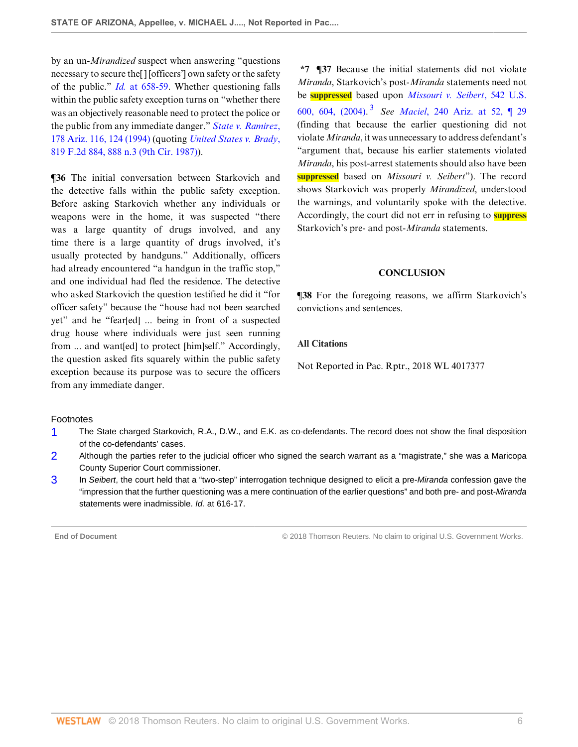by an un-*Mirandized* suspect when answering "questions necessary to secure the[ ] [officers'] own safety or the safety of the public." *Id.* at 658-59. Whether questioning falls within the public safety exception turns on "whether there was an objectively reasonable need to protect the police or the public from any immediate danger." *State v. Ramirez*, 178 Ariz. 116, 124 (1994) (quoting *United States v. Brady*, 819 F.2d 884, 888 n.3 (9th Cir. 1987)).

**¶36** The initial conversation between Starkovich and the detective falls within the public safety exception. Before asking Starkovich whether any individuals or weapons were in the home, it was suspected "there was a large quantity of drugs involved, and any time there is a large quantity of drugs involved, it's usually protected by handguns." Additionally, officers had already encountered "a handgun in the traffic stop," and one individual had fled the residence. The detective who asked Starkovich the question testified he did it "for officer safety" because the "house had not been searched yet" and he "fear[ed] ... being in front of a suspected drug house where individuals were just seen running from ... and want[ed] to protect [him]self." Accordingly, the question asked fits squarely within the public safety exception because its purpose was to secure the officers from any immediate danger.

**\*7 ¶37** Because the initial statements did not violate *Miranda*, Starkovich's post-*Miranda* statements need not be **suppressed** based upon *Missouri v. Seibert*, 542 U.S. 600, 604, (2004).[3] *See Maciel*, 240 Ariz. at 52, ¶ 29 (finding that because the earlier questioning did not violate *Miranda*, it was unnecessary to address defendant's "argument that, because his earlier statements violated *Miranda*, his post-arrest statements should also have been **suppressed** based on *Missouri v. Seibert*"). The record shows Starkovich was properly *Mirandized*, understood the warnings, and voluntarily spoke with the detective. Accordingly, the court did not err in refusing to **suppress** Starkovich's pre- and post-*Miranda* statements.

## CONCLUSION

**¶38** For the foregoing reasons, we affirm Starkovich's convictions and sentences.

### All Citations

Not Reported in Pac. Rptr., 2018 WL 4017377

### Footnotes

1. The State charged Starkovich, R.A., D.W., and E.K. as co-defendants. The record does not show the final disposition of the co-defendants' cases.
2. Although the parties refer to the judicial officer who signed the search warrant as a "magistrate," she was a Maricopa County Superior Court commissioner.
3. In *Seibert*, the court held that a "two-step" interrogation technique designed to elicit a pre-*Miranda* confession gave the "impression that the further questioning was a mere continuation of the earlier questions" and both pre- and post-*Miranda* statements were inadmissible. *Id.* at 616-17.

**End of Document** © 2018 Thomson Reuters. No claim to original U.S. Government Works.